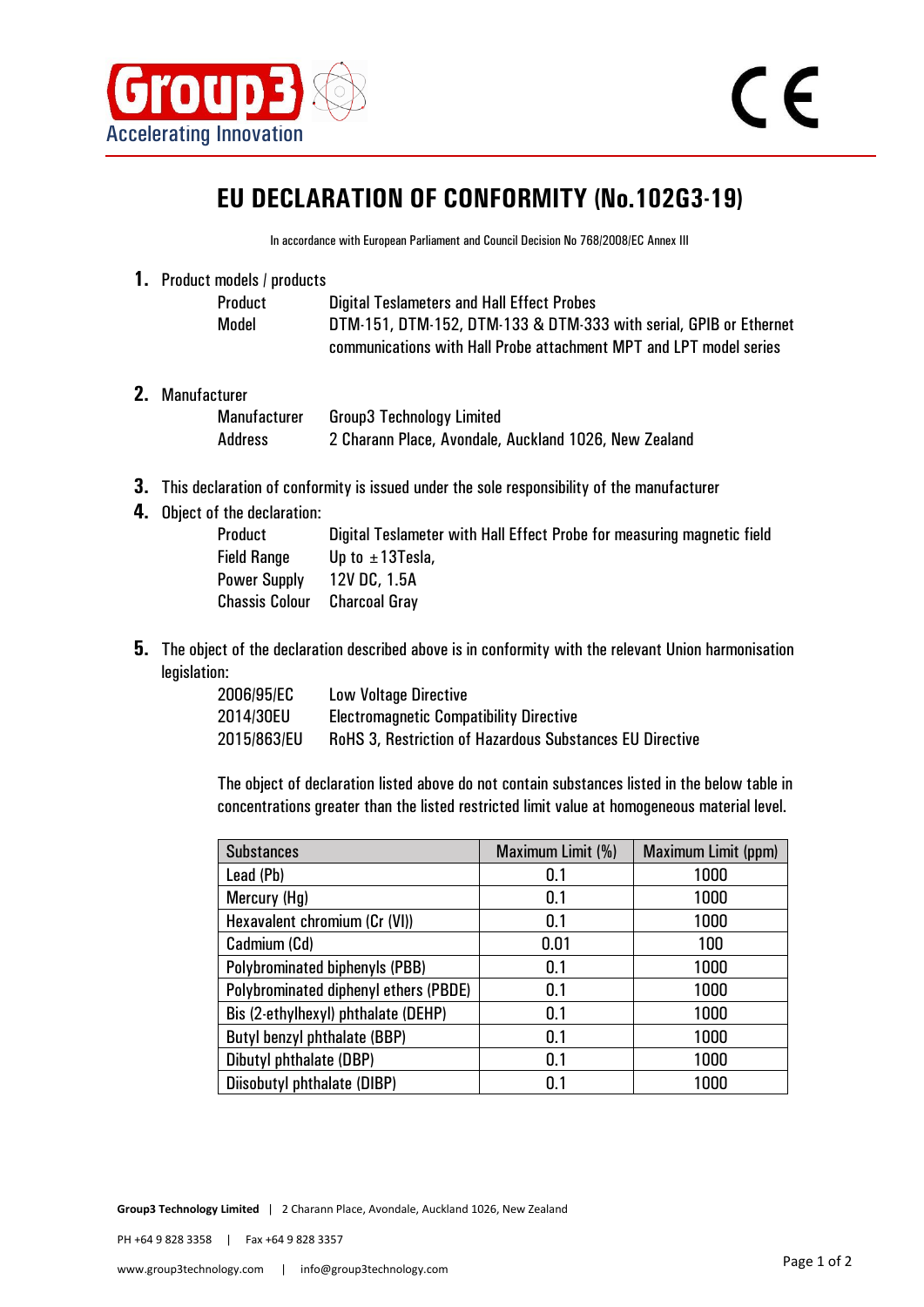Group3 Accelerating Innovation

CE

# EU DECLARATION OF CONFORMITY (No.102G3-19)

In accordance with European Parliament and Council Decision No 768/2008/EC Annex III

**1.** Product models / products

| | |
|---|---|
| Product | Digital Teslameters and Hall Effect Probes |
| Model | DTM-151, DTM-152, DTM-133 & DTM-333 with serial, GPIB or Ethernet communications with Hall Probe attachment MPT and LPT model series |

**2.** Manufacturer

| | |
|---|---|
| Manufacturer | Group3 Technology Limited |
| Address | 2 Charann Place, Avondale, Auckland 1026, New Zealand |

**3.** This declaration of conformity is issued under the sole responsibility of the manufacturer

**4.** Object of the declaration:

| | |
|---|---|
| Product | Digital Teslameter with Hall Effect Probe for measuring magnetic field |
| Field Range | Up to ±13Tesla, |
| Power Supply | 12V DC, 1.5A |
| Chassis Colour | Charcoal Gray |

**5.** The object of the declaration described above is in conformity with the relevant Union harmonisation legislation:

| | |
|---|---|
| 2006/95/EC | Low Voltage Directive |
| 2014/30EU | Electromagnetic Compatibility Directive |
| 2015/863/EU | RoHS 3, Restriction of Hazardous Substances EU Directive |

The object of declaration listed above do not contain substances listed in the below table in concentrations greater than the listed restricted limit value at homogeneous material level.

| Substances | Maximum Limit (%) | Maximum Limit (ppm) |
|---|---|---|
| Lead (Pb) | 0.1 | 1000 |
| Mercury (Hg) | 0.1 | 1000 |
| Hexavalent chromium (Cr (VI)) | 0.1 | 1000 |
| Cadmium (Cd) | 0.01 | 100 |
| Polybrominated biphenyls (PBB) | 0.1 | 1000 |
| Polybrominated diphenyl ethers (PBDE) | 0.1 | 1000 |
| Bis (2-ethylhexyl) phthalate (DEHP) | 0.1 | 1000 |
| Butyl benzyl phthalate (BBP) | 0.1 | 1000 |
| Dibutyl phthalate (DBP) | 0.1 | 1000 |
| Diisobutyl phthalate (DIBP) | 0.1 | 1000 |

**Group3 Technology Limited** | 2 Charann Place, Avondale, Auckland 1026, New Zealand

PH +64 9 828 3358 | Fax +64 9 828 3357

www.group3technology.com | info@group3technology.com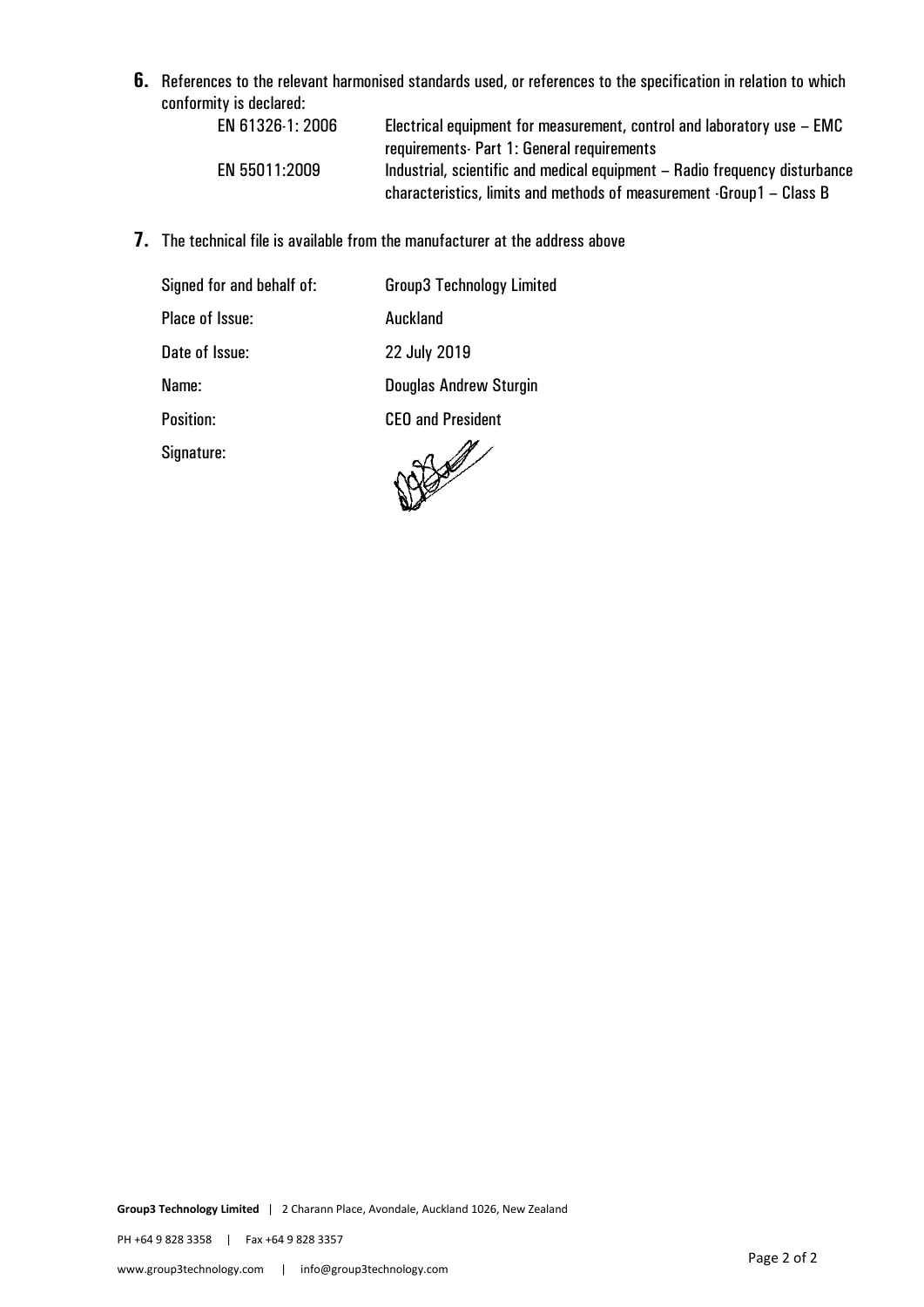6. References to the relevant harmonised standards used, or references to the specification in relation to which conformity is declared:

| | |
|---|---|
| EN 61326-1: 2006 | Electrical equipment for measurement, control and laboratory use – EMC requirements- Part 1: General requirements |
| EN 55011:2009 | Industrial, scientific and medical equipment – Radio frequency disturbance characteristics, limits and methods of measurement -Group1 – Class B |

7. The technical file is available from the manufacturer at the address above

| | |
|---|---|
| Signed for and behalf of: | Group3 Technology Limited |
| Place of Issue: | Auckland |
| Date of Issue: | 22 July 2019 |
| Name: | Douglas Andrew Sturgin |
| Position: | CEO and President |
| Signature: | |

**Group3 Technology Limited** | 2 Charann Place, Avondale, Auckland 1026, New Zealand

PH +64 9 828 3358 | Fax +64 9 828 3357

www.group3technology.com | info@group3technology.com